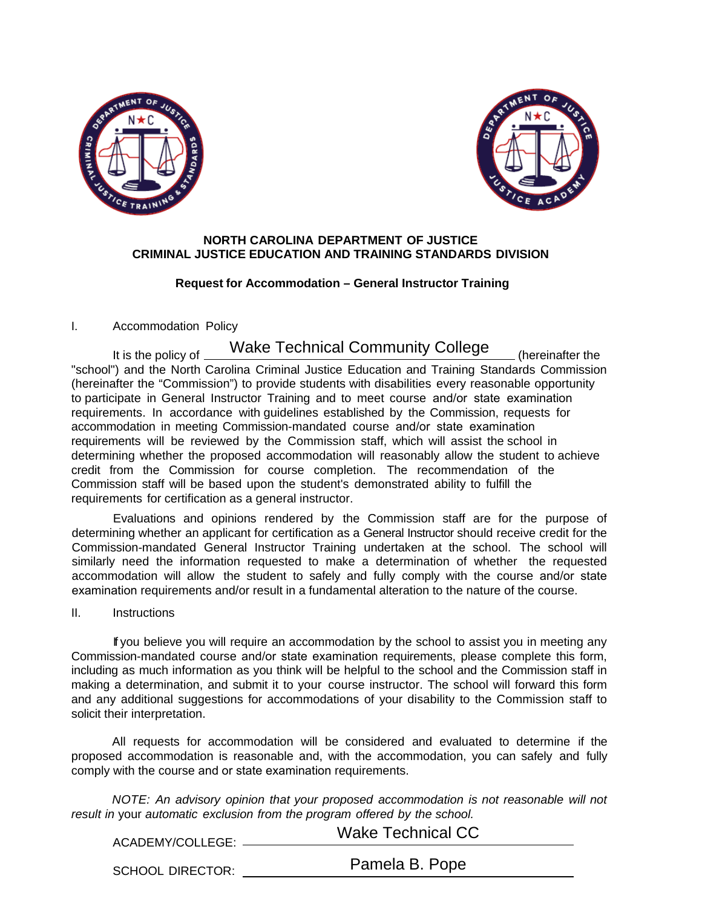**NORTH CAROLINA DEPARTMENT OF JUSTICE**
**CRIMINAL JUSTICE EDUCATION AND TRAINING STANDARDS DIVISION**

**Request for Accommodation – General Instructor Training**

I. Accommodation Policy

It is the policy of Wake Technical Community College (hereinafter the "school") and the North Carolina Criminal Justice Education and Training Standards Commission (hereinafter the "Commission") to provide students with disabilities every reasonable opportunity to participate in General Instructor Training and to meet course and/or state examination requirements. In accordance with guidelines established by the Commission, requests for accommodation in meeting Commission-mandated course and/or state examination requirements will be reviewed by the Commission staff, which will assist the school in determining whether the proposed accommodation will reasonably allow the student to achieve credit from the Commission for course completion. The recommendation of the Commission staff will be based upon the student's demonstrated ability to fulfill the requirements for certification as a general instructor.

Evaluations and opinions rendered by the Commission staff are for the purpose of determining whether an applicant for certification as a General Instructor should receive credit for the Commission-mandated General Instructor Training undertaken at the school. The school will similarly need the information requested to make a determination of whether the requested accommodation will allow the student to safely and fully comply with the course and/or state examination requirements and/or result in a fundamental alteration to the nature of the course.

II. Instructions

If you believe you will require an accommodation by the school to assist you in meeting any Commission-mandated course and/or state examination requirements, please complete this form, including as much information as you think will be helpful to the school and the Commission staff in making a determination, and submit it to your course instructor. The school will forward this form and any additional suggestions for accommodations of your disability to the Commission staff to solicit their interpretation.

All requests for accommodation will be considered and evaluated to determine if the proposed accommodation is reasonable and, with the accommodation, you can safely and fully comply with the course and or state examination requirements.

*NOTE: An advisory opinion that your proposed accommodation is not reasonable will not result in* your *automatic exclusion from the program offered by the school.*

ACADEMY/COLLEGE: Wake Technical CC

SCHOOL DIRECTOR: Pamela B. Pope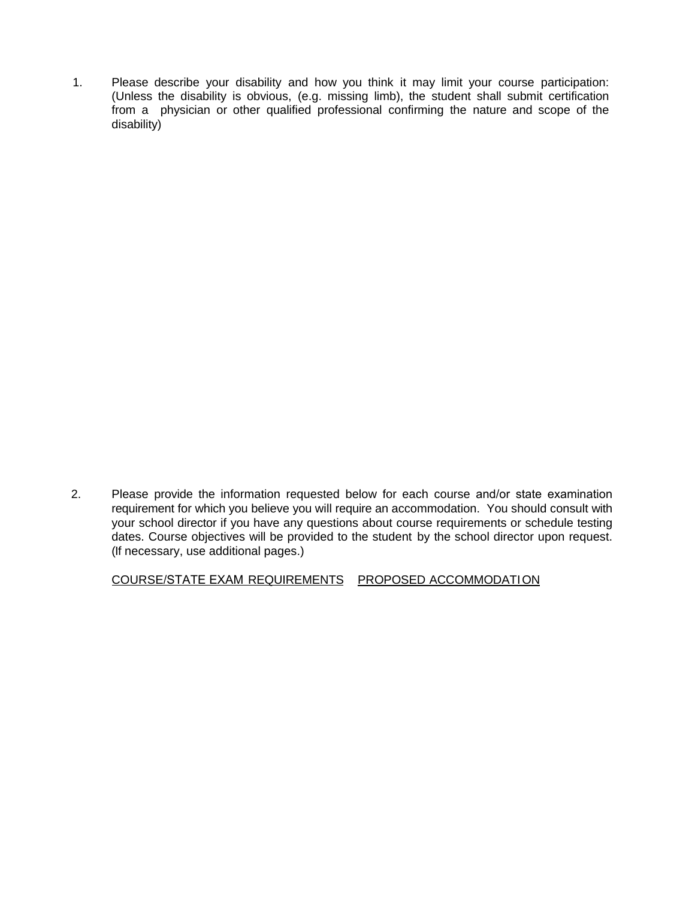1. Please describe your disability and how you think it may limit your course participation: (Unless the disability is obvious, (e.g. missing limb), the student shall submit certification from a physician or other qualified professional confirming the nature and scope of the disability)

2. Please provide the information requested below for each course and/or state examination requirement for which you believe you will require an accommodation. You should consult with your school director if you have any questions about course requirements or schedule testing dates. Course objectives will be provided to the student by the school director upon request. (If necessary, use additional pages.)

   <u>COURSE/STATE EXAM REQUIREMENTS</u> <u>PROPOSED ACCOMMODATION</u>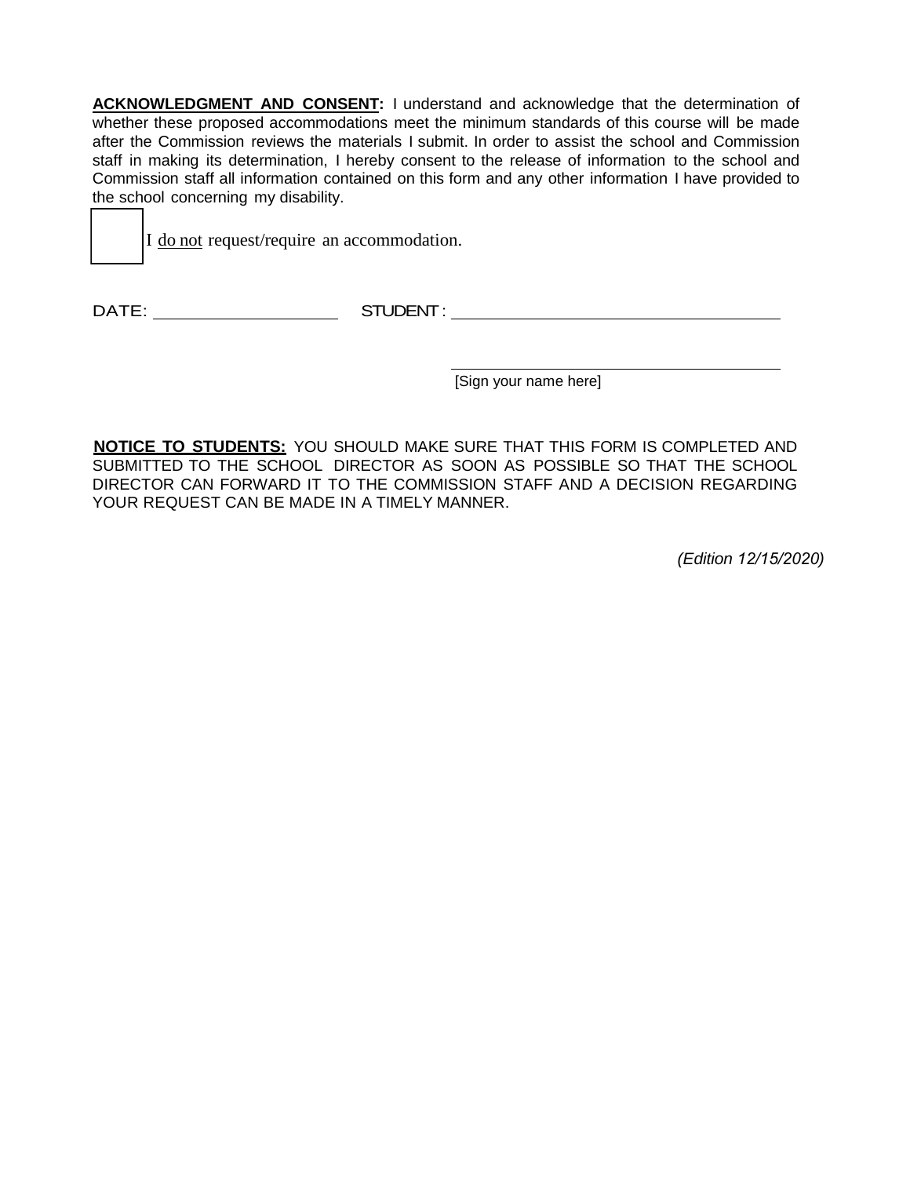**ACKNOWLEDGMENT AND CONSENT:** I understand and acknowledge that the determination of whether these proposed accommodations meet the minimum standards of this course will be made after the Commission reviews the materials I submit. In order to assist the school and Commission staff in making its determination, I hereby consent to the release of information to the school and Commission staff all information contained on this form and any other information I have provided to the school concerning my disability.

☐ I do not request/require an accommodation.

DATE: ____________________ STUDENT: ____________________________________

____________________________________
[Sign your name here]

**NOTICE TO STUDENTS:** YOU SHOULD MAKE SURE THAT THIS FORM IS COMPLETED AND SUBMITTED TO THE SCHOOL DIRECTOR AS SOON AS POSSIBLE SO THAT THE SCHOOL DIRECTOR CAN FORWARD IT TO THE COMMISSION STAFF AND A DECISION REGARDING YOUR REQUEST CAN BE MADE IN A TIMELY MANNER.

*(Edition 12/15/2020)*